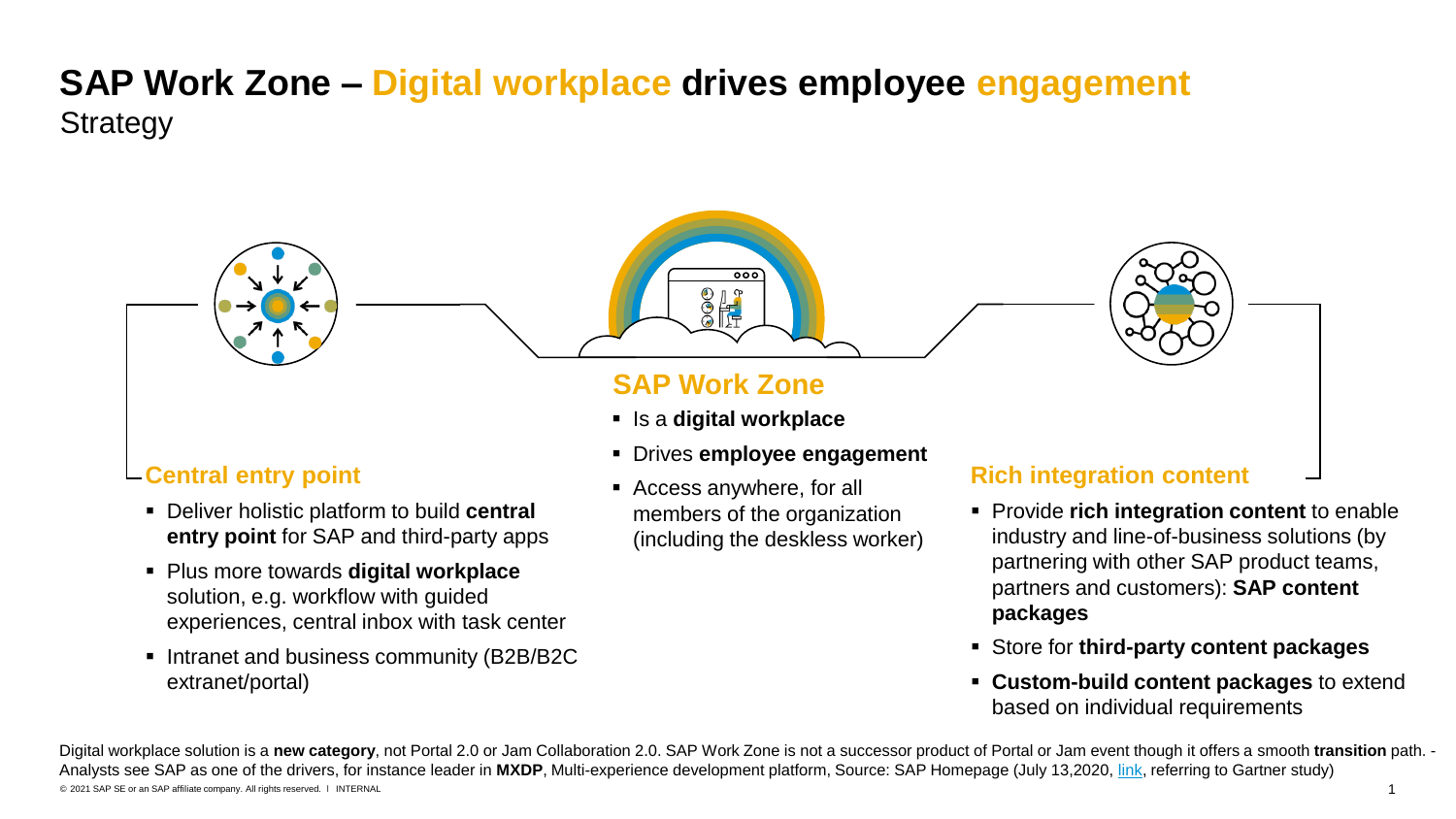# SAP Work Zone – Digital workplace drives employee engagement

Strategy

## SAP Work Zone

- Is a **digital workplace**
- Drives **employee engagement**
- Access anywhere, for all members of the organization (including the deskless worker)

## Central entry point

- Deliver holistic platform to build **central entry point** for SAP and third-party apps
- Plus more towards **digital workplace** solution, e.g. workflow with guided experiences, central inbox with task center
- Intranet and business community (B2B/B2C extranet/portal)

## Rich integration content

- Provide **rich integration content** to enable industry and line-of-business solutions (by partnering with other SAP product teams, partners and customers): **SAP content packages**
- Store for **third-party content packages**
- **Custom-build content packages** to extend based on individual requirements

Digital workplace solution is a **new category**, not Portal 2.0 or Jam Collaboration 2.0. SAP Work Zone is not a successor product of Portal or Jam event though it offers a smooth **transition** path. - Analysts see SAP as one of the drivers, for instance leader in **MXDP**, Multi-experience development platform, Source: SAP Homepage (July 13,2020, link, referring to Gartner study)

© 2021 SAP SE or an SAP affiliate company. All rights reserved. I INTERNAL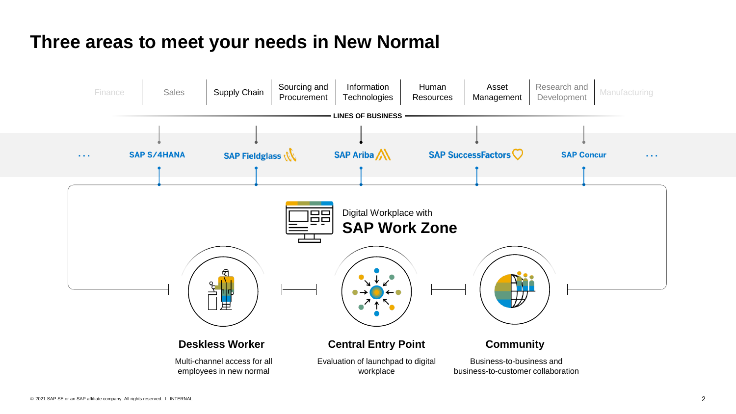# Three areas to meet your needs in New Normal

Finance | Sales | Supply Chain | Sourcing and Procurement | Information Technologies | Human Resources | Asset Management | Research and Development | Manufacturing

**LINES OF BUSINESS**

... **SAP S/4HANA** | **SAP Fieldglass** | **SAP Ariba** | **SAP SuccessFactors** | **SAP Concur** ...

Digital Workplace with

## SAP Work Zone

### Deskless Worker

Multi-channel access for all employees in new normal

### Central Entry Point

Evaluation of launchpad to digital workplace

### Community

Business-to-business and business-to-customer collaboration

© 2021 SAP SE or an SAP affiliate company. All rights reserved. I INTERNAL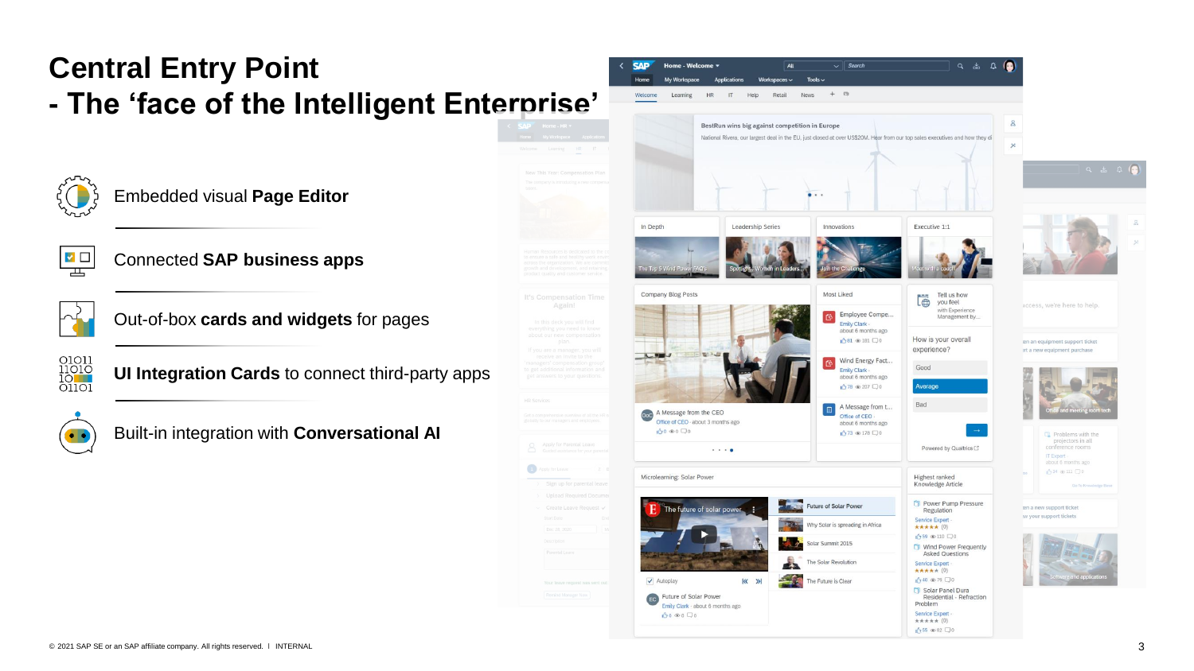# Central Entry Point

## - The 'face of the Intelligent Enterprise'

- Embedded visual **Page Editor**
- Connected **SAP business apps**
- Out-of-box **cards and widgets** for pages
- **UI Integration Cards** to connect third-party apps
- Built-in integration with **Conversational AI**

© 2021 SAP SE or an SAP affiliate company. All rights reserved. | INTERNAL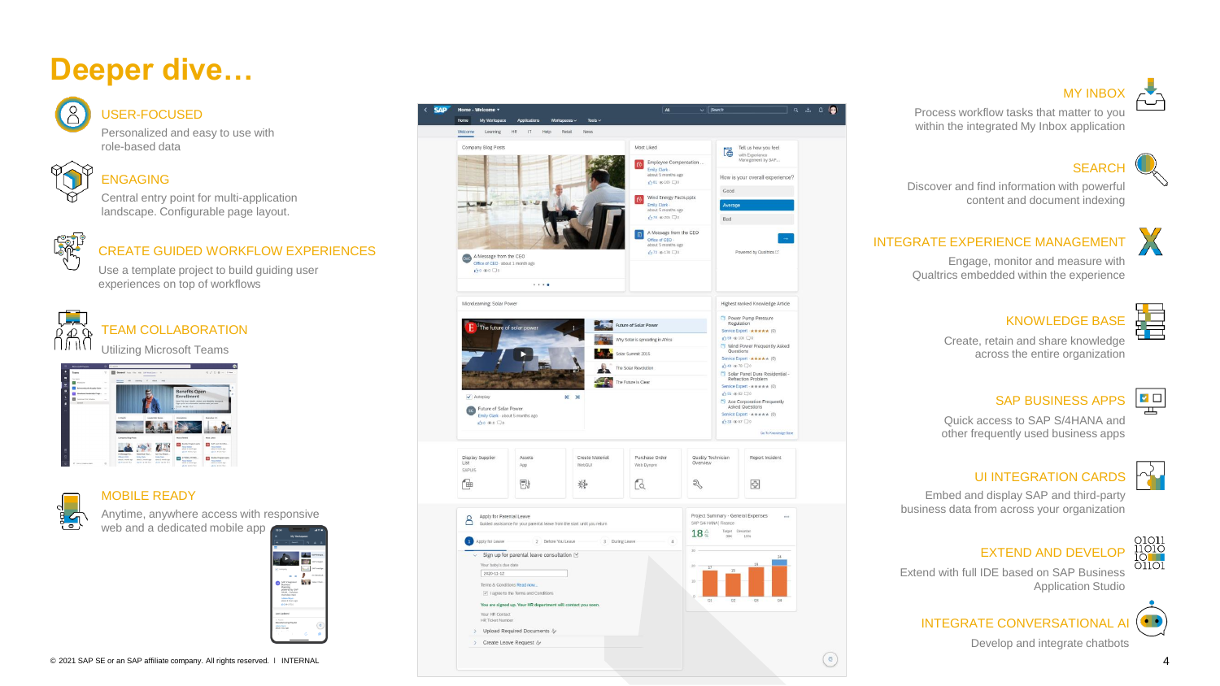# Deeper dive…

### USER-FOCUSED

Personalized and easy to use with role-based data

### ENGAGING

Central entry point for multi-application landscape. Configurable page layout.

### CREATE GUIDED WORKFLOW EXPERIENCES

Use a template project to build guiding user experiences on top of workflows

### TEAM COLLABORATION

Utilizing Microsoft Teams

### MOBILE READY

Anytime, anywhere access with responsive web and a dedicated mobile app

### MY INBOX

Process workflow tasks that matter to you within the integrated My Inbox application

### SEARCH

Discover and find information with powerful content and document indexing

### INTEGRATE EXPERIENCE MANAGEMENT

Engage, monitor and measure with Qualtrics embedded within the experience

### KNOWLEDGE BASE

Create, retain and share knowledge across the entire organization

### SAP BUSINESS APPS

Quick access to SAP S/4HANA and other frequently used business apps

### UI INTEGRATION CARDS

Embed and display SAP and third-party business data from across your organization

### EXTEND AND DEVELOP

Extend with full IDE based on SAP Business Application Studio

### INTEGRATE CONVERSATIONAL AI

Develop and integrate chatbots

© 2021 SAP SE or an SAP affiliate company. All rights reserved. I INTERNAL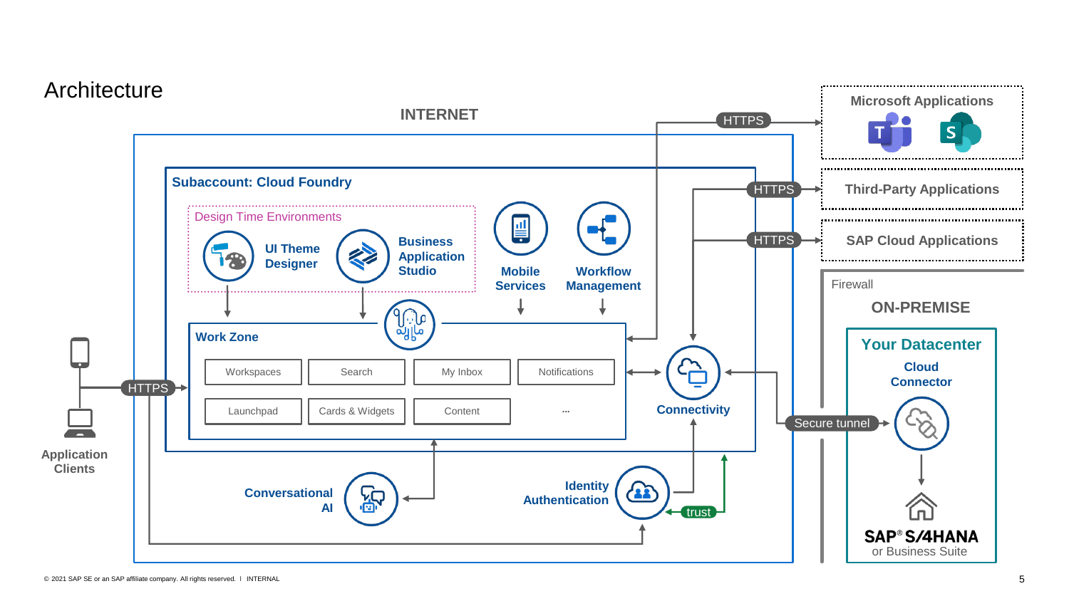# Architecture

INTERNET

**Subaccount: Cloud Foundry**

Design Time Environments

- UI Theme Designer
- Business Application Studio

Mobile Services

Workflow Management

**Work Zone**

| Workspaces | Search | My Inbox | Notifications |
|---|---|---|---|
| Launchpad | Cards & Widgets | Content | ... |

Connectivity

Conversational AI

Identity Authentication

trust

Application Clients

HTTPS

HTTPS

HTTPS

HTTPS

Microsoft Applications

Third-Party Applications

SAP Cloud Applications

Firewall

ON-PREMISE

**Your Datacenter**

Cloud Connector

Secure tunnel

SAP® S/4HANA or Business Suite

© 2021 SAP SE or an SAP affiliate company. All rights reserved. I INTERNAL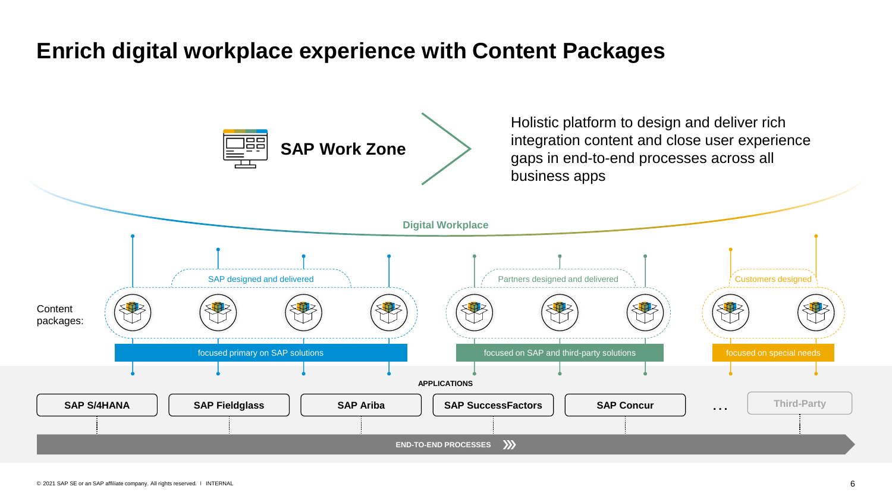# Enrich digital workplace experience with Content Packages

**SAP Work Zone**

Holistic platform to design and deliver rich integration content and close user experience gaps in end-to-end processes across all business apps

Digital Workplace

Content packages:

- SAP designed and delivered — focused primary on SAP solutions
- Partners designed and delivered — focused on SAP and third-party solutions
- Customers designed — focused on special needs

APPLICATIONS

**SAP S/4HANA** | **SAP Fieldglass** | **SAP Ariba** | **SAP SuccessFactors** | **SAP Concur** | ... | Third-Party

END-TO-END PROCESSES

© 2021 SAP SE or an SAP affiliate company. All rights reserved. I INTERNAL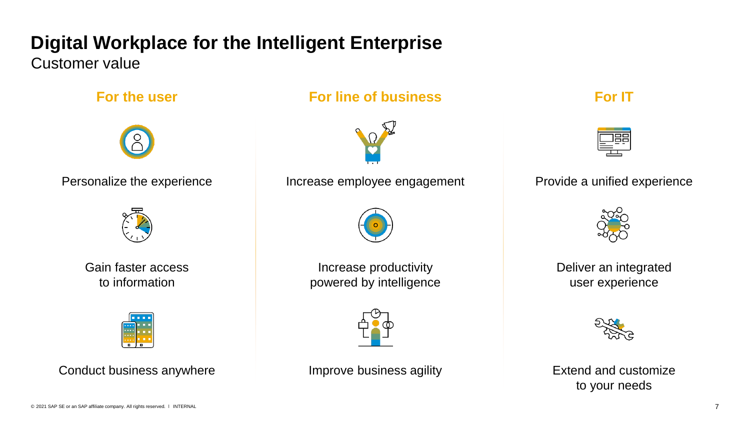# Digital Workplace for the Intelligent Enterprise

Customer value

## For the user

Personalize the experience

Gain faster access to information

Conduct business anywhere

## For line of business

Increase employee engagement

Increase productivity powered by intelligence

Improve business agility

## For IT

Provide a unified experience

Deliver an integrated user experience

Extend and customize to your needs

© 2021 SAP SE or an SAP affiliate company. All rights reserved. I INTERNAL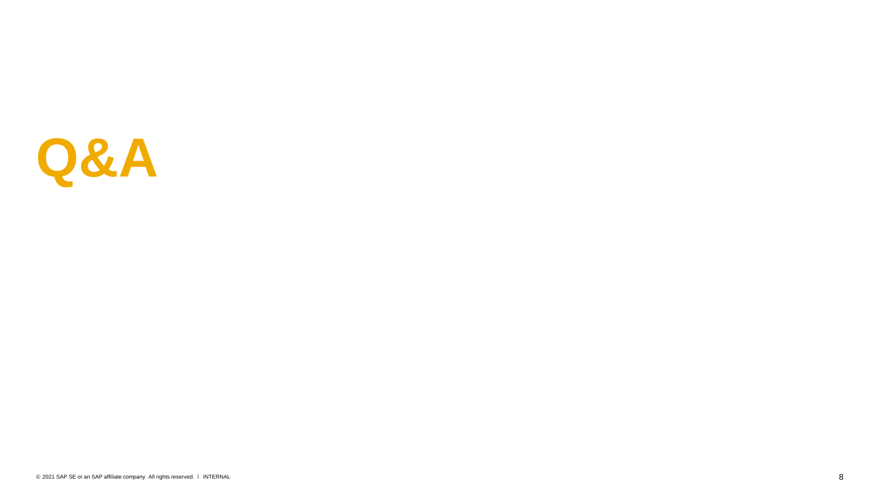# Q&A